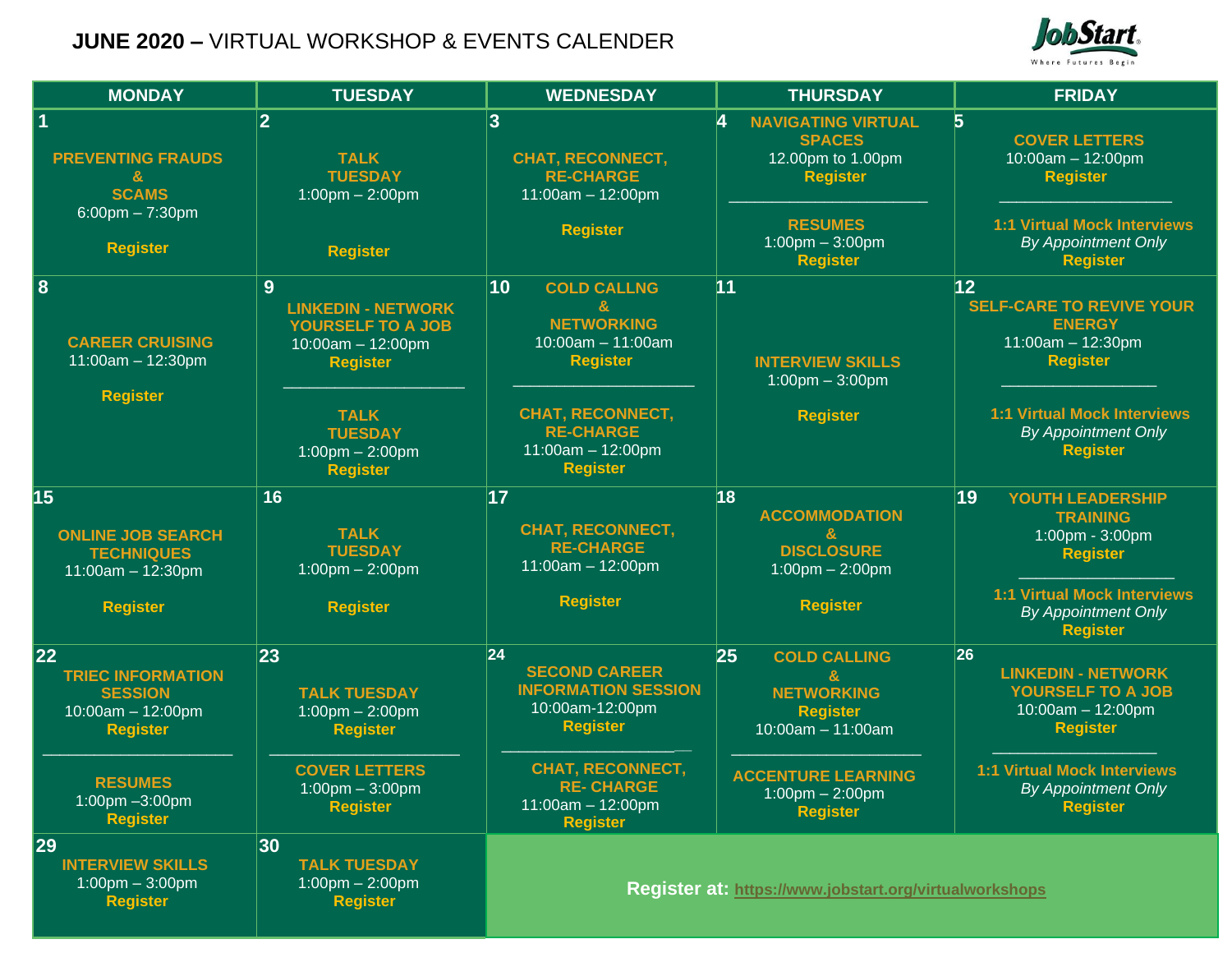# JUNE 2020 – VIRTUAL WORKSHOP & EVENTS CALENDER

JobStart – Where Futures Begin

| MONDAY | TUESDAY | WEDNESDAY | THURSDAY | FRIDAY |
|---|---|---|---|---|
| **1** PREVENTING FRAUDS & SCAMS 6:00pm – 7:30pm Register | **2** TALK TUESDAY 1:00pm – 2:00pm Register | **3** CHAT, RECONNECT, RE-CHARGE 11:00am – 12:00pm Register | **4** NAVIGATING VIRTUAL SPACES 12.00pm to 1.00pm Register ____ RESUMES 1:00pm – 3:00pm Register | **5** COVER LETTERS 10:00am – 12:00pm Register ____ 1:1 Virtual Mock Interviews *By Appointment Only* Register |
| **8** CAREER CRUISING 11:00am – 12:30pm Register | **9** LINKEDIN - NETWORK YOURSELF TO A JOB 10:00am – 12:00pm Register ____ TALK TUESDAY 1:00pm – 2:00pm Register | **10** COLD CALLNG & NETWORKING 10:00am – 11:00am Register ____ CHAT, RECONNECT, RE-CHARGE 11:00am – 12:00pm Register | **11** INTERVIEW SKILLS 1:00pm – 3:00pm Register | **12** SELF-CARE TO REVIVE YOUR ENERGY 11:00am – 12:30pm Register ____ 1:1 Virtual Mock Interviews *By Appointment Only* Register |
| **15** ONLINE JOB SEARCH TECHNIQUES 11:00am – 12:30pm Register | **16** TALK TUESDAY 1:00pm – 2:00pm Register | **17** CHAT, RECONNECT, RE-CHARGE 11:00am – 12:00pm Register | **18** ACCOMMODATION & DISCLOSURE 1:00pm – 2:00pm Register | **19** YOUTH LEADERSHIP TRAINING 1:00pm - 3:00pm Register ____ 1:1 Virtual Mock Interviews *By Appointment Only* Register |
| **22** TRIEC INFORMATION SESSION 10:00am – 12:00pm Register ____ RESUMES 1:00pm –3:00pm Register | **23** TALK TUESDAY 1:00pm – 2:00pm Register ____ COVER LETTERS 1:00pm – 3:00pm Register | **24** SECOND CAREER INFORMATION SESSION 10:00am-12:00pm Register ____ CHAT, RECONNECT, RE- CHARGE 11:00am – 12:00pm Register | **25** COLD CALLING & NETWORKING Register 10:00am – 11:00am ____ ACCENTURE LEARNING 1:00pm – 2:00pm Register | **26** LINKEDIN - NETWORK YOURSELF TO A JOB 10:00am – 12:00pm Register ____ 1:1 Virtual Mock Interviews *By Appointment Only* Register |
| **29** INTERVIEW SKILLS 1:00pm – 3:00pm Register | **30** TALK TUESDAY 1:00pm – 2:00pm Register | **Register at:** https://www.jobstart.org/virtualworkshops | | |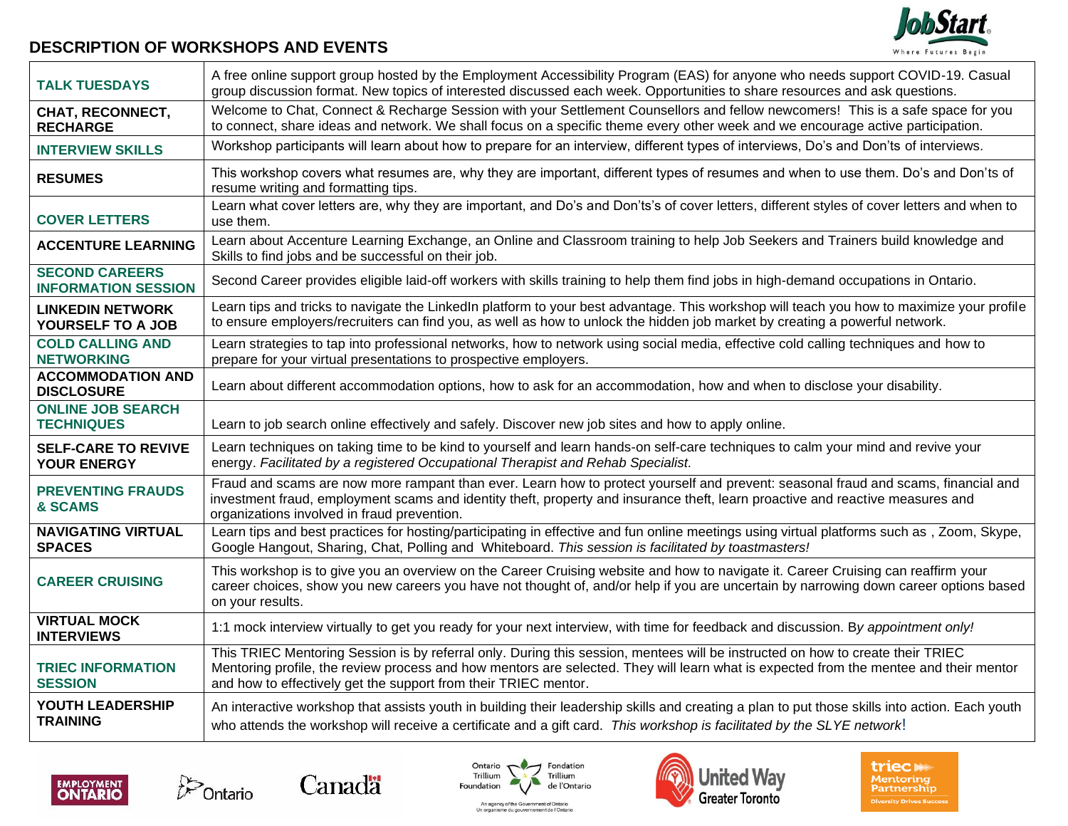## DESCRIPTION OF WORKSHOPS AND EVENTS

| | |
|---|---|
| **TALK TUESDAYS** | A free online support group hosted by the Employment Accessibility Program (EAS) for anyone who needs support COVID-19. Casual group discussion format. New topics of interested discussed each week. Opportunities to share resources and ask questions. |
| **CHAT, RECONNECT, RECHARGE** | Welcome to Chat, Connect & Recharge Session with your Settlement Counsellors and fellow newcomers! This is a safe space for you to connect, share ideas and network. We shall focus on a specific theme every other week and we encourage active participation. |
| **INTERVIEW SKILLS** | Workshop participants will learn about how to prepare for an interview, different types of interviews, Do's and Don'ts of interviews. |
| **RESUMES** | This workshop covers what resumes are, why they are important, different types of resumes and when to use them. Do's and Don'ts of resume writing and formatting tips. |
| **COVER LETTERS** | Learn what cover letters are, why they are important, and Do's and Don'ts's of cover letters, different styles of cover letters and when to use them. |
| **ACCENTURE LEARNING** | Learn about Accenture Learning Exchange, an Online and Classroom training to help Job Seekers and Trainers build knowledge and Skills to find jobs and be successful on their job. |
| **SECOND CAREERS INFORMATION SESSION** | Second Career provides eligible laid-off workers with skills training to help them find jobs in high-demand occupations in Ontario. |
| **LINKEDIN NETWORK YOURSELF TO A JOB** | Learn tips and tricks to navigate the LinkedIn platform to your best advantage. This workshop will teach you how to maximize your profile to ensure employers/recruiters can find you, as well as how to unlock the hidden job market by creating a powerful network. |
| **COLD CALLING AND NETWORKING** | Learn strategies to tap into professional networks, how to network using social media, effective cold calling techniques and how to prepare for your virtual presentations to prospective employers. |
| **ACCOMMODATION AND DISCLOSURE** | Learn about different accommodation options, how to ask for an accommodation, how and when to disclose your disability. |
| **ONLINE JOB SEARCH TECHNIQUES** | Learn to job search online effectively and safely. Discover new job sites and how to apply online. |
| **SELF-CARE TO REVIVE YOUR ENERGY** | Learn techniques on taking time to be kind to yourself and learn hands-on self-care techniques to calm your mind and revive your energy. *Facilitated by a registered Occupational Therapist and Rehab Specialist.* |
| **PREVENTING FRAUDS & SCAMS** | Fraud and scams are now more rampant than ever. Learn how to protect yourself and prevent: seasonal fraud and scams, financial and investment fraud, employment scams and identity theft, property and insurance theft, learn proactive and reactive measures and organizations involved in fraud prevention. |
| **NAVIGATING VIRTUAL SPACES** | Learn tips and best practices for hosting/participating in effective and fun online meetings using virtual platforms such as , Zoom, Skype, Google Hangout, Sharing, Chat, Polling and Whiteboard. *This session is facilitated by toastmasters!* |
| **CAREER CRUISING** | This workshop is to give you an overview on the Career Cruising website and how to navigate it. Career Cruising can reaffirm your career choices, show you new careers you have not thought of, and/or help if you are uncertain by narrowing down career options based on your results. |
| **VIRTUAL MOCK INTERVIEWS** | 1:1 mock interview virtually to get you ready for your next interview, with time for feedback and discussion. B*y appointment only!* |
| **TRIEC INFORMATION SESSION** | This TRIEC Mentoring Session is by referral only. During this session, mentees will be instructed on how to create their TRIEC Mentoring profile, the review process and how mentors are selected. They will learn what is expected from the mentee and their mentor and how to effectively get the support from their TRIEC mentor. |
| **YOUTH LEADERSHIP TRAINING** | An interactive workshop that assists youth in building their leadership skills and creating a plan to put those skills into action. Each youth who attends the workshop will receive a certificate and a gift card. *This workshop is facilitated by the SLYE network!* |